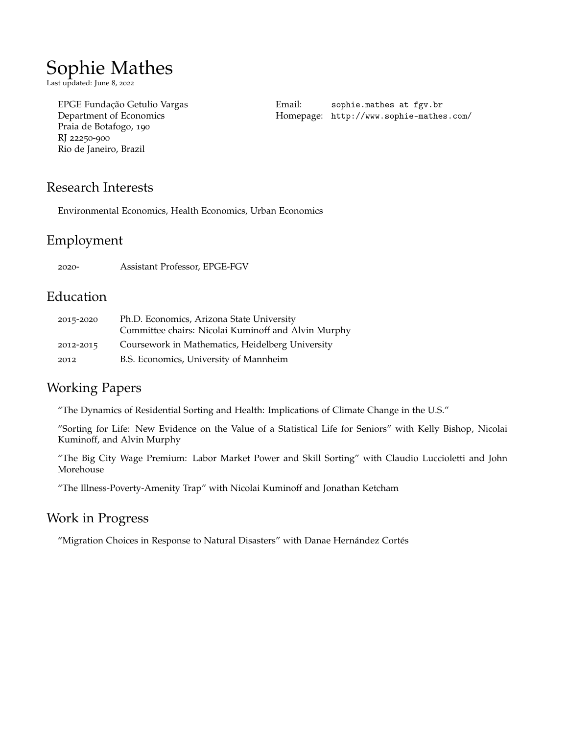# Sophie Mathes

Last updated: June 8, 2022

EPGE Fundação Getulio Vargas
Department of Economics
Praia de Botafogo, 190
RJ 22250-900
Rio de Janeiro, Brazil

Email: sophie.mathes at fgv.br
Homepage: http://www.sophie-mathes.com/

## Research Interests

Environmental Economics, Health Economics, Urban Economics

## Employment

| | |
|---|---|
| 2020- | Assistant Professor, EPGE-FGV |

## Education

| | |
|---|---|
| 2015-2020 | Ph.D. Economics, Arizona State University<br>Committee chairs: Nicolai Kuminoff and Alvin Murphy |
| 2012-2015 | Coursework in Mathematics, Heidelberg University |
| 2012 | B.S. Economics, University of Mannheim |

## Working Papers

"The Dynamics of Residential Sorting and Health: Implications of Climate Change in the U.S."

"Sorting for Life: New Evidence on the Value of a Statistical Life for Seniors" with Kelly Bishop, Nicolai Kuminoff, and Alvin Murphy

"The Big City Wage Premium: Labor Market Power and Skill Sorting" with Claudio Luccioletti and John Morehouse

"The Illness-Poverty-Amenity Trap" with Nicolai Kuminoff and Jonathan Ketcham

## Work in Progress

"Migration Choices in Response to Natural Disasters" with Danae Hernández Cortés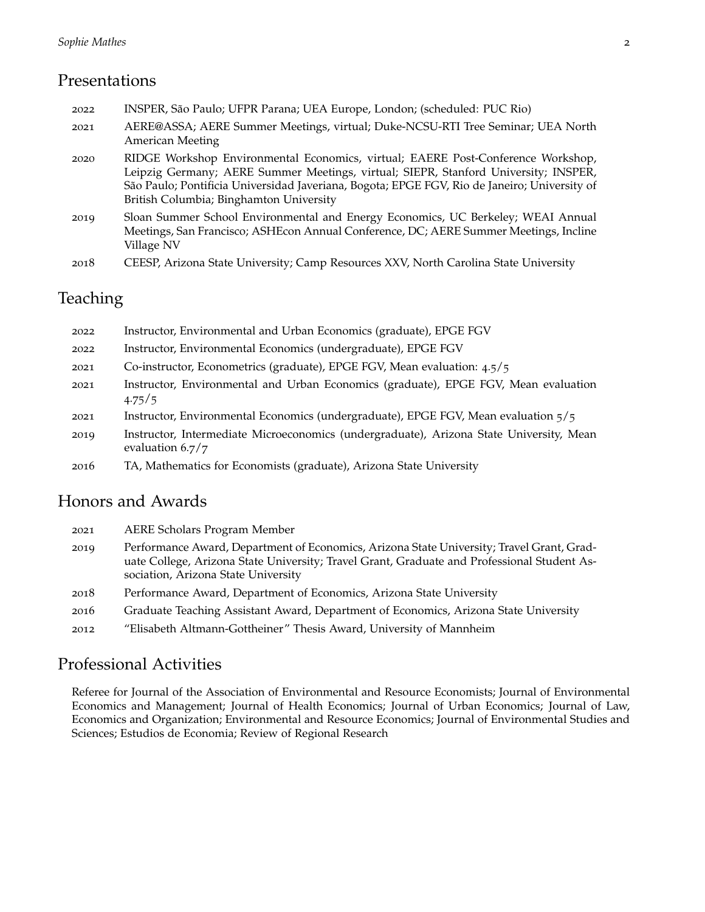## Presentations

| | |
|---|---|
| 2022 | INSPER, São Paulo; UFPR Parana; UEA Europe, London; (scheduled: PUC Rio) |
| 2021 | AERE@ASSA; AERE Summer Meetings, virtual; Duke-NCSU-RTI Tree Seminar; UEA North American Meeting |
| 2020 | RIDGE Workshop Environmental Economics, virtual; EAERE Post-Conference Workshop, Leipzig Germany; AERE Summer Meetings, virtual; SIEPR, Stanford University; INSPER, São Paulo; Pontificia Universidad Javeriana, Bogota; EPGE FGV, Rio de Janeiro; University of British Columbia; Binghamton University |
| 2019 | Sloan Summer School Environmental and Energy Economics, UC Berkeley; WEAI Annual Meetings, San Francisco; ASHEcon Annual Conference, DC; AERE Summer Meetings, Incline Village NV |
| 2018 | CEESP, Arizona State University; Camp Resources XXV, North Carolina State University |

## Teaching

| | |
|---|---|
| 2022 | Instructor, Environmental and Urban Economics (graduate), EPGE FGV |
| 2022 | Instructor, Environmental Economics (undergraduate), EPGE FGV |
| 2021 | Co-instructor, Econometrics (graduate), EPGE FGV, Mean evaluation: 4.5/5 |
| 2021 | Instructor, Environmental and Urban Economics (graduate), EPGE FGV, Mean evaluation 4.75/5 |
| 2021 | Instructor, Environmental Economics (undergraduate), EPGE FGV, Mean evaluation 5/5 |
| 2019 | Instructor, Intermediate Microeconomics (undergraduate), Arizona State University, Mean evaluation 6.7/7 |
| 2016 | TA, Mathematics for Economists (graduate), Arizona State University |

## Honors and Awards

| | |
|---|---|
| 2021 | AERE Scholars Program Member |
| 2019 | Performance Award, Department of Economics, Arizona State University; Travel Grant, Graduate College, Arizona State University; Travel Grant, Graduate and Professional Student Association, Arizona State University |
| 2018 | Performance Award, Department of Economics, Arizona State University |
| 2016 | Graduate Teaching Assistant Award, Department of Economics, Arizona State University |
| 2012 | "Elisabeth Altmann-Gottheiner" Thesis Award, University of Mannheim |

## Professional Activities

Referee for Journal of the Association of Environmental and Resource Economists; Journal of Environmental Economics and Management; Journal of Health Economics; Journal of Urban Economics; Journal of Law, Economics and Organization; Environmental and Resource Economics; Journal of Environmental Studies and Sciences; Estudios de Economia; Review of Regional Research